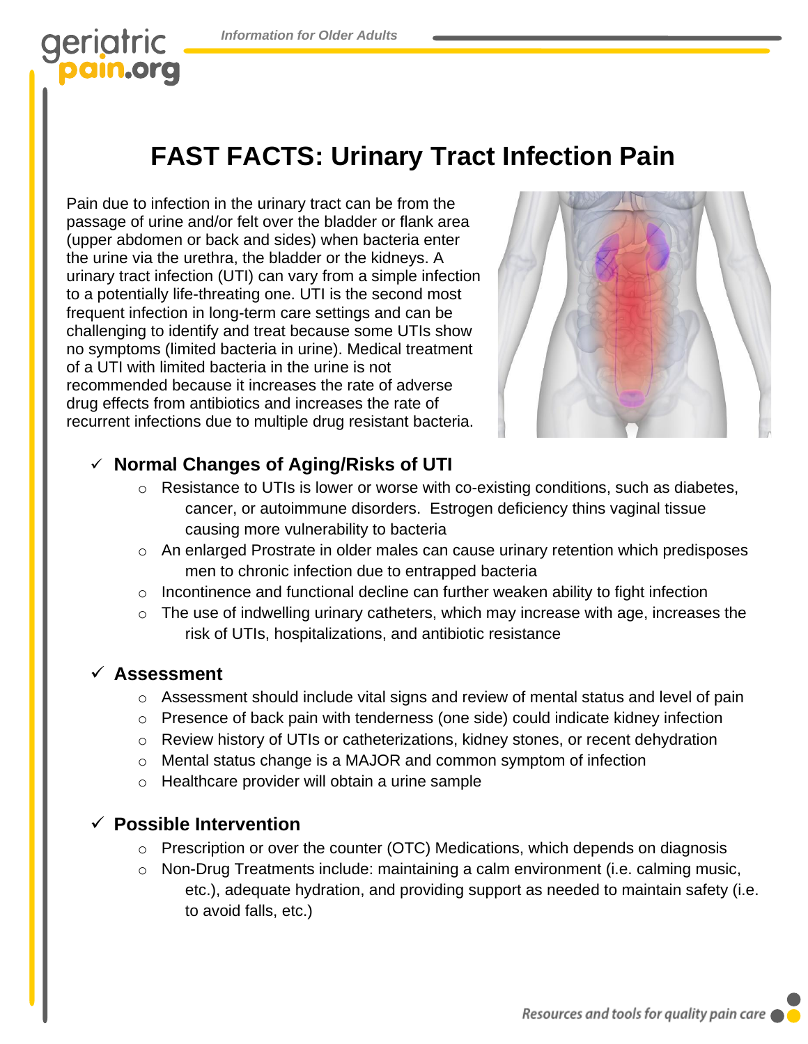# FAST FACTS: Urinary Tract Infection Pain

Pain due to infection in the urinary tract can be from the passage of urine and/or felt over the bladder or flank area (upper abdomen or back and sides) when bacteria enter the urine via the urethra, the bladder or the kidneys. A urinary tract infection (UTI) can vary from a simple infection to a potentially life-threating one. UTI is the second most frequent infection in long-term care settings and can be challenging to identify and treat because some UTIs show no symptoms (limited bacteria in urine). Medical treatment of a UTI with limited bacteria in the urine is not recommended because it increases the rate of adverse drug effects from antibiotics and increases the rate of recurrent infections due to multiple drug resistant bacteria.

## ✓ Normal Changes of Aging/Risks of UTI

- Resistance to UTIs is lower or worse with co-existing conditions, such as diabetes, cancer, or autoimmune disorders. Estrogen deficiency thins vaginal tissue causing more vulnerability to bacteria
- An enlarged Prostrate in older males can cause urinary retention which predisposes men to chronic infection due to entrapped bacteria
- Incontinence and functional decline can further weaken ability to fight infection
- The use of indwelling urinary catheters, which may increase with age, increases the risk of UTIs, hospitalizations, and antibiotic resistance

## ✓ Assessment

- Assessment should include vital signs and review of mental status and level of pain
- Presence of back pain with tenderness (one side) could indicate kidney infection
- Review history of UTIs or catheterizations, kidney stones, or recent dehydration
- Mental status change is a MAJOR and common symptom of infection
- Healthcare provider will obtain a urine sample

## ✓ Possible Intervention

- Prescription or over the counter (OTC) Medications, which depends on diagnosis
- Non-Drug Treatments include: maintaining a calm environment (i.e. calming music, etc.), adequate hydration, and providing support as needed to maintain safety (i.e. to avoid falls, etc.)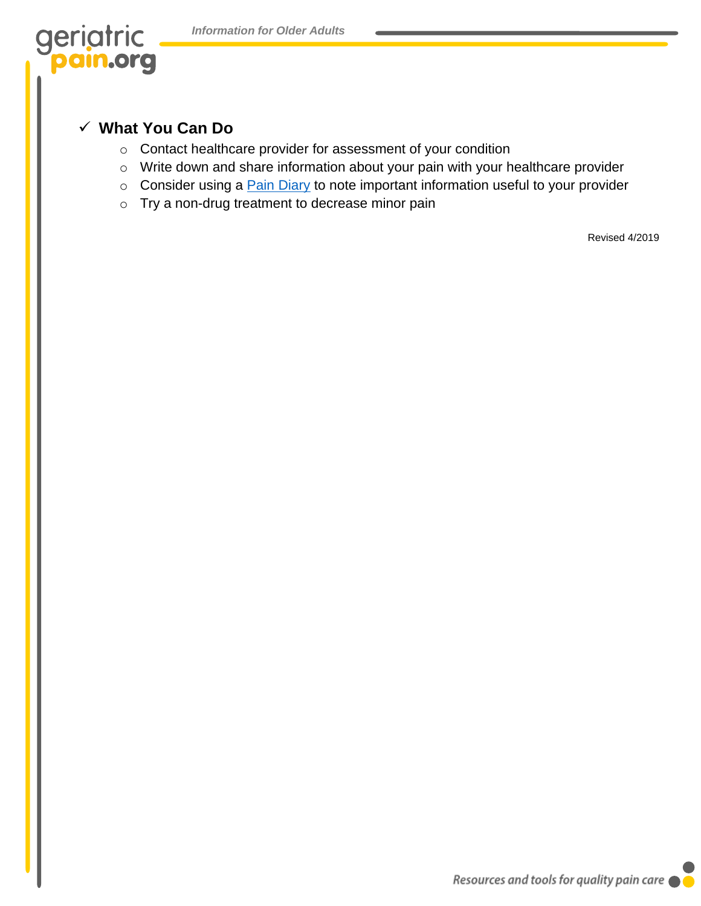## ✓ What You Can Do

- Contact healthcare provider for assessment of your condition
- Write down and share information about your pain with your healthcare provider
- Consider using a Pain Diary to note important information useful to your provider
- Try a non-drug treatment to decrease minor pain

Revised 4/2019